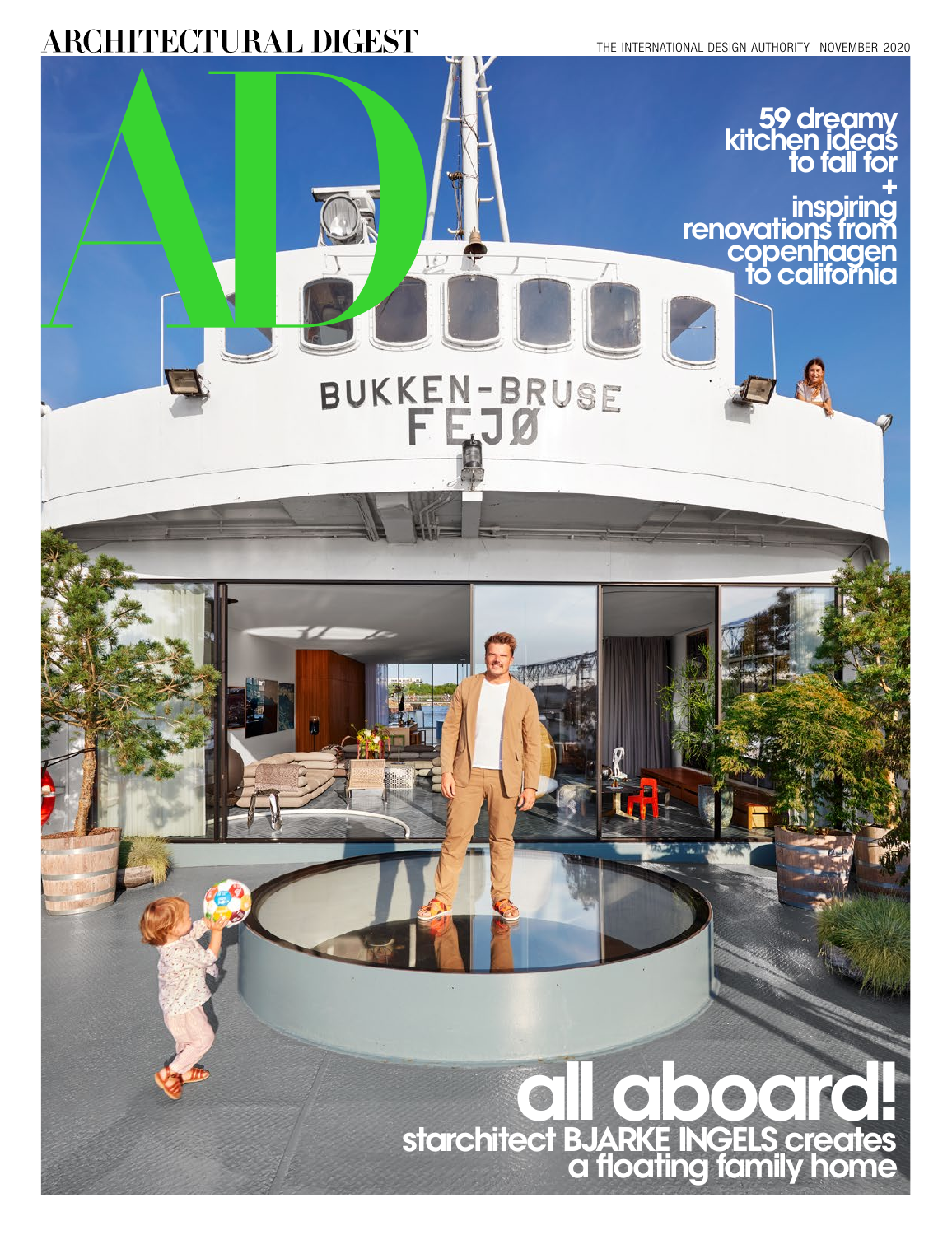# ARCHITECTURAL DIGEST

THE INTERNATIONAL DESIGN AUTHORITY NOVEMBER 2020

AD

**59 dreamy kitchen ideas to fall for**

**+**

**inspiring renovations from copenhagen to california**

BUKKEN-BRUSE
FEJØ

# all aboard!

**starchitect BJARKE INGELS creates a floating family home**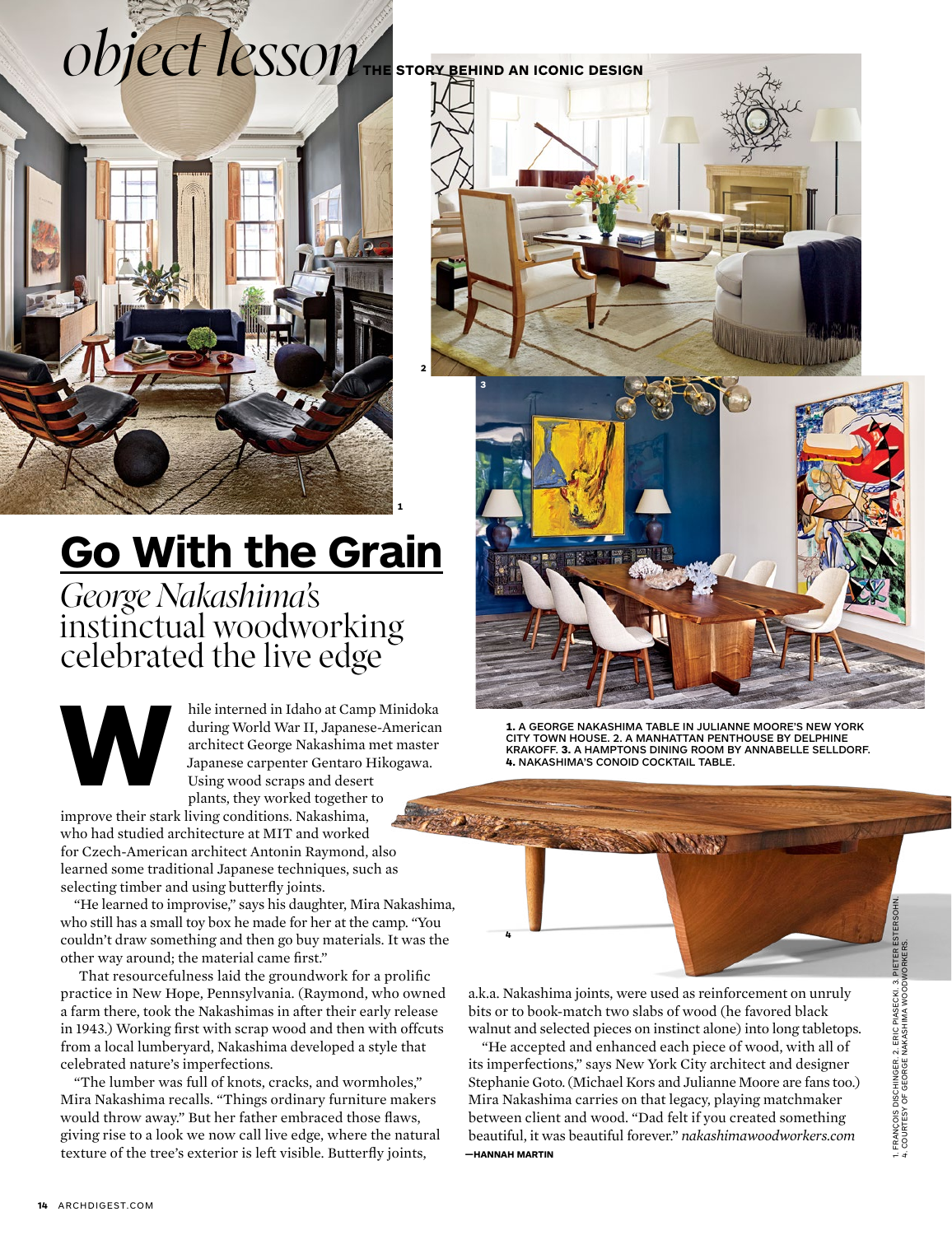*object lesson* **THE STORY BEHIND AN ICONIC DESIGN**

# Go With the Grain

*George Nakashima's* instinctual woodworking celebrated the live edge

While interned in Idaho at Camp Minidoka during World War II, Japanese-American architect George Nakashima met master Japanese carpenter Gentaro Hikogawa. Using wood scraps and desert plants, they worked together to improve their stark living conditions. Nakashima, who had studied architecture at MIT and worked for Czech-American architect Antonin Raymond, also learned some traditional Japanese techniques, such as selecting timber and using butterfly joints.

"He learned to improvise," says his daughter, Mira Nakashima, who still has a small toy box he made for her at the camp. "You couldn't draw something and then go buy materials. It was the other way around; the material came first."

That resourcefulness laid the groundwork for a prolific practice in New Hope, Pennsylvania. (Raymond, who owned a farm there, took the Nakashimas in after their early release in 1943.) Working first with scrap wood and then with offcuts from a local lumberyard, Nakashima developed a style that celebrated nature's imperfections.

"The lumber was full of knots, cracks, and wormholes," Mira Nakashima recalls. "Things ordinary furniture makers would throw away." But her father embraced those flaws, giving rise to a look we now call live edge, where the natural texture of the tree's exterior is left visible. Butterfly joints, a.k.a. Nakashima joints, were used as reinforcement on unruly bits or to book-match two slabs of wood (he favored black walnut and selected pieces on instinct alone) into long tabletops.

"He accepted and enhanced each piece of wood, with all of its imperfections," says New York City architect and designer Stephanie Goto. (Michael Kors and Julianne Moore are fans too.) Mira Nakashima carries on that legacy, playing matchmaker between client and wood. "Dad felt if you created something beautiful, it was beautiful forever." *nakashimawoodworkers.com*

—HANNAH MARTIN

**1.** A GEORGE NAKASHIMA TABLE IN JULIANNE MOORE'S NEW YORK CITY TOWN HOUSE. **2.** A MANHATTAN PENTHOUSE BY DELPHINE KRAKOFF. **3.** A HAMPTONS DINING ROOM BY ANNABELLE SELLDORF. **4.** NAKASHIMA'S CONOID COCKTAIL TABLE.

1. FRANÇOIS DISCHINGER. 2. ERIC PIASECKI. 3. PIETER ESTERSOHN. 4. COURTESY OF GEORGE NAKASHIMA WOODWORKERS.